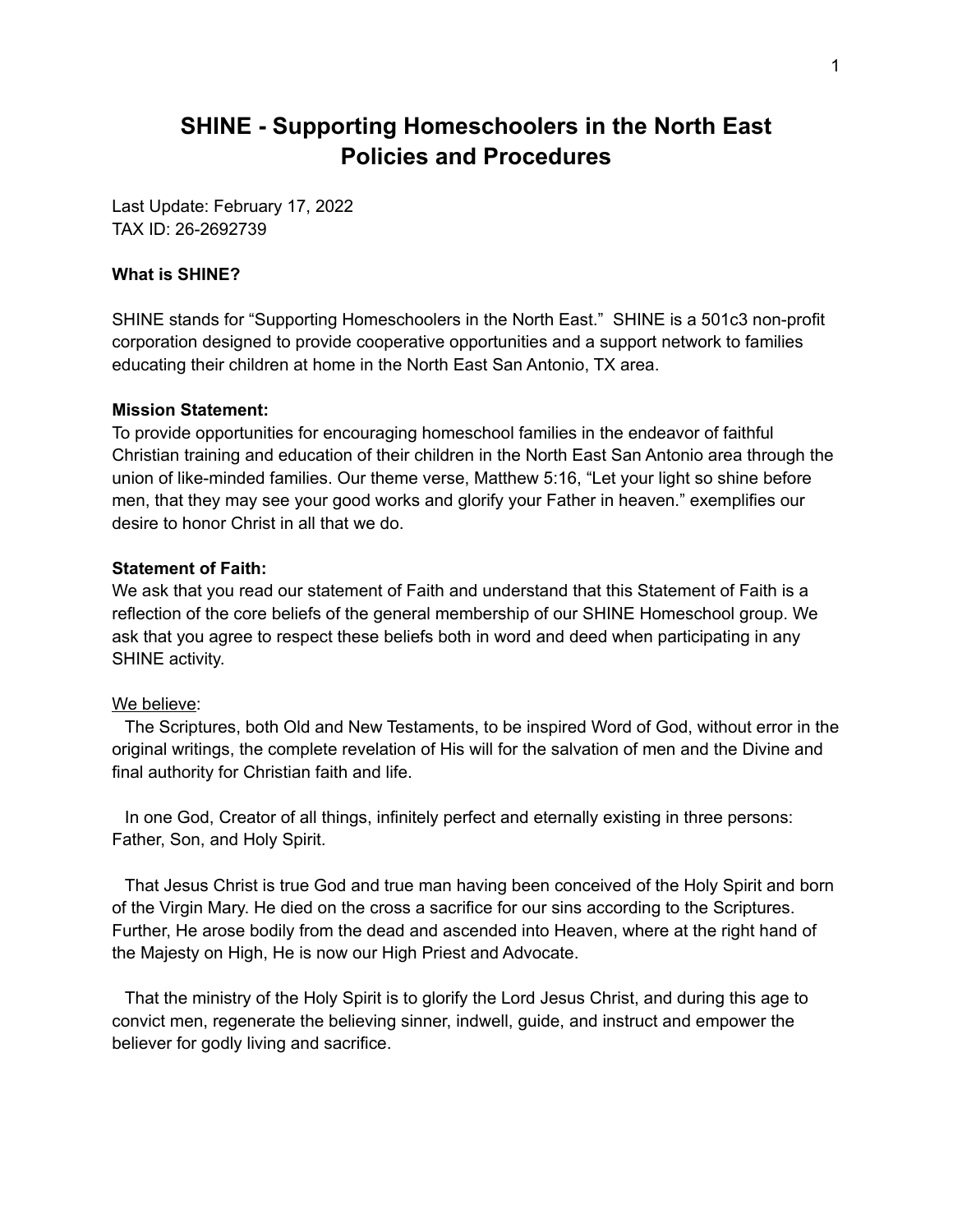# SHINE - Supporting Homeschoolers in the North East Policies and Procedures

Last Update: February 17, 2022
TAX ID: 26-2692739

**What is SHINE?**

SHINE stands for "Supporting Homeschoolers in the North East." SHINE is a 501c3 non-profit corporation designed to provide cooperative opportunities and a support network to families educating their children at home in the North East San Antonio, TX area.

**Mission Statement:**
To provide opportunities for encouraging homeschool families in the endeavor of faithful Christian training and education of their children in the North East San Antonio area through the union of like-minded families. Our theme verse, Matthew 5:16, "Let your light so shine before men, that they may see your good works and glorify your Father in heaven." exemplifies our desire to honor Christ in all that we do.

**Statement of Faith:**
We ask that you read our statement of Faith and understand that this Statement of Faith is a reflection of the core beliefs of the general membership of our SHINE Homeschool group. We ask that you agree to respect these beliefs both in word and deed when participating in any SHINE activity.

<u>We believe</u>:

The Scriptures, both Old and New Testaments, to be inspired Word of God, without error in the original writings, the complete revelation of His will for the salvation of men and the Divine and final authority for Christian faith and life.

In one God, Creator of all things, infinitely perfect and eternally existing in three persons: Father, Son, and Holy Spirit.

That Jesus Christ is true God and true man having been conceived of the Holy Spirit and born of the Virgin Mary. He died on the cross a sacrifice for our sins according to the Scriptures. Further, He arose bodily from the dead and ascended into Heaven, where at the right hand of the Majesty on High, He is now our High Priest and Advocate.

That the ministry of the Holy Spirit is to glorify the Lord Jesus Christ, and during this age to convict men, regenerate the believing sinner, indwell, guide, and instruct and empower the believer for godly living and sacrifice.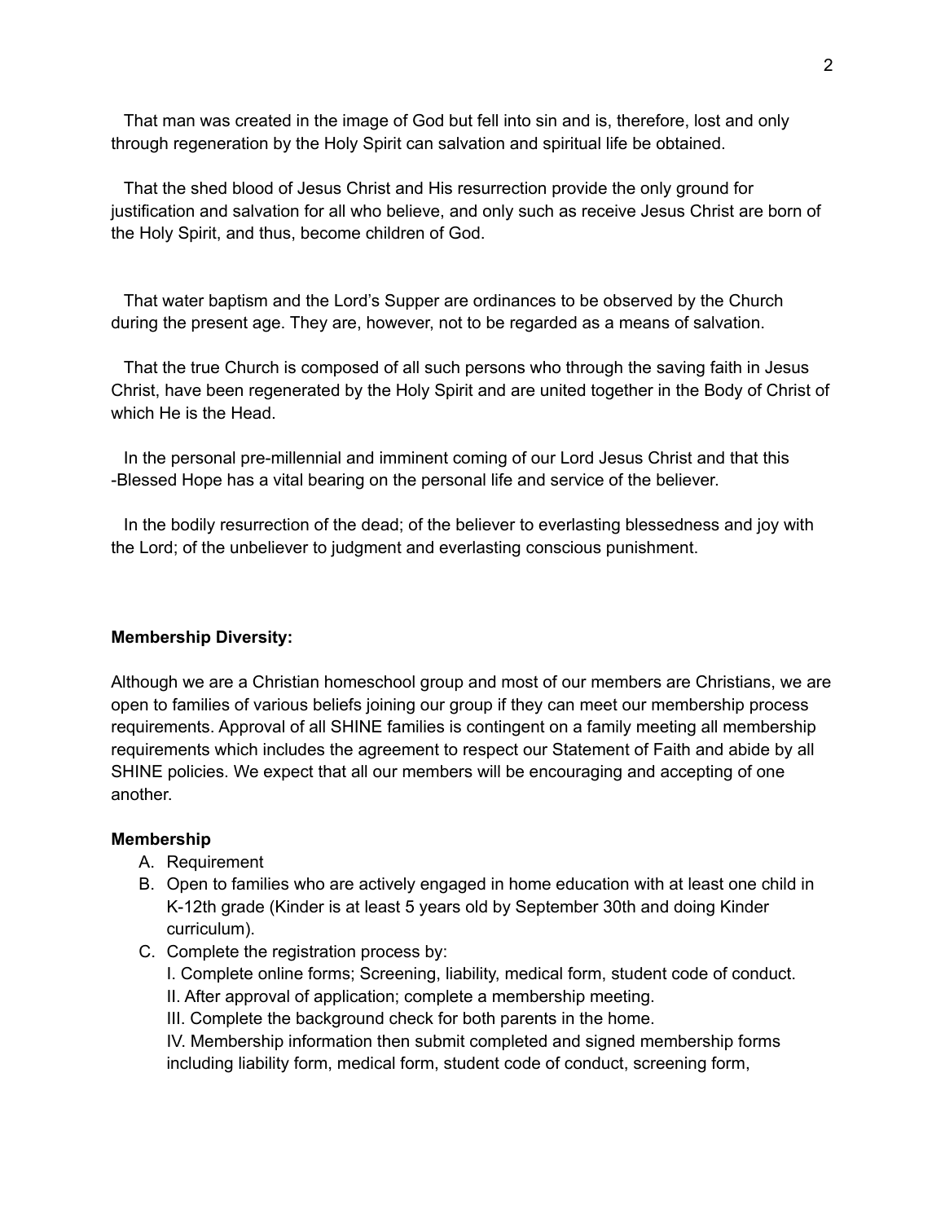That man was created in the image of God but fell into sin and is, therefore, lost and only through regeneration by the Holy Spirit can salvation and spiritual life be obtained.

That the shed blood of Jesus Christ and His resurrection provide the only ground for justification and salvation for all who believe, and only such as receive Jesus Christ are born of the Holy Spirit, and thus, become children of God.

That water baptism and the Lord's Supper are ordinances to be observed by the Church during the present age. They are, however, not to be regarded as a means of salvation.

That the true Church is composed of all such persons who through the saving faith in Jesus Christ, have been regenerated by the Holy Spirit and are united together in the Body of Christ of which He is the Head.

In the personal pre-millennial and imminent coming of our Lord Jesus Christ and that this -Blessed Hope has a vital bearing on the personal life and service of the believer.

In the bodily resurrection of the dead; of the believer to everlasting blessedness and joy with the Lord; of the unbeliever to judgment and everlasting conscious punishment.

**Membership Diversity:**

Although we are a Christian homeschool group and most of our members are Christians, we are open to families of various beliefs joining our group if they can meet our membership process requirements. Approval of all SHINE families is contingent on a family meeting all membership requirements which includes the agreement to respect our Statement of Faith and abide by all SHINE policies. We expect that all our members will be encouraging and accepting of one another.

**Membership**

A. Requirement
B. Open to families who are actively engaged in home education with at least one child in K-12th grade (Kinder is at least 5 years old by September 30th and doing Kinder curriculum).
C. Complete the registration process by:
   I. Complete online forms; Screening, liability, medical form, student code of conduct.
   II. After approval of application; complete a membership meeting.
   III. Complete the background check for both parents in the home.
   IV. Membership information then submit completed and signed membership forms including liability form, medical form, student code of conduct, screening form,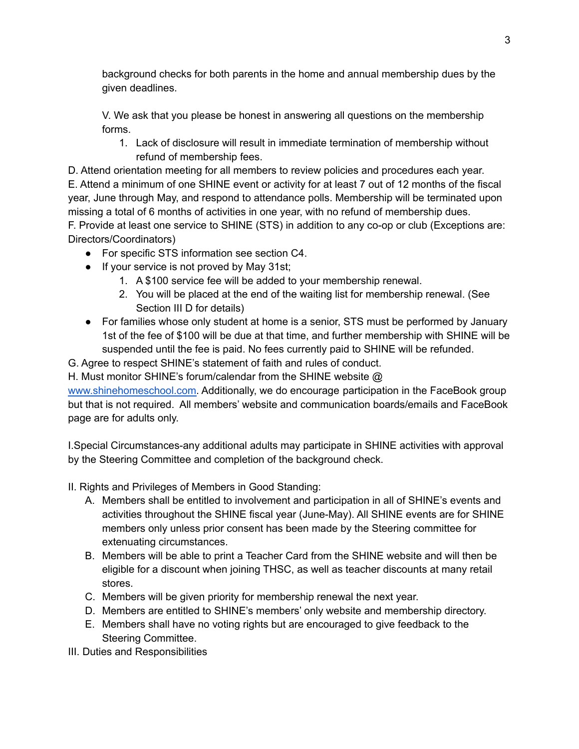background checks for both parents in the home and annual membership dues by the given deadlines.

V. We ask that you please be honest in answering all questions on the membership forms.

1. Lack of disclosure will result in immediate termination of membership without refund of membership fees.

D. Attend orientation meeting for all members to review policies and procedures each year.
E. Attend a minimum of one SHINE event or activity for at least 7 out of 12 months of the fiscal year, June through May, and respond to attendance polls. Membership will be terminated upon missing a total of 6 months of activities in one year, with no refund of membership dues.
F. Provide at least one service to SHINE (STS) in addition to any co-op or club (Exceptions are: Directors/Coordinators)

- For specific STS information see section C4.
- If your service is not proved by May 31st;
    1. A $100 service fee will be added to your membership renewal.
    2. You will be placed at the end of the waiting list for membership renewal. (See Section III D for details)
- For families whose only student at home is a senior, STS must be performed by January 1st of the fee of $100 will be due at that time, and further membership with SHINE will be suspended until the fee is paid. No fees currently paid to SHINE will be refunded.

G. Agree to respect SHINE's statement of faith and rules of conduct.
H. Must monitor SHINE's forum/calendar from the SHINE website @ www.shinehomeschool.com. Additionally, we do encourage participation in the FaceBook group but that is not required. All members' website and communication boards/emails and FaceBook page are for adults only.

I.Special Circumstances-any additional adults may participate in SHINE activities with approval by the Steering Committee and completion of the background check.

II. Rights and Privileges of Members in Good Standing:

A. Members shall be entitled to involvement and participation in all of SHINE's events and activities throughout the SHINE fiscal year (June-May). All SHINE events are for SHINE members only unless prior consent has been made by the Steering committee for extenuating circumstances.
B. Members will be able to print a Teacher Card from the SHINE website and will then be eligible for a discount when joining THSC, as well as teacher discounts at many retail stores.
C. Members will be given priority for membership renewal the next year.
D. Members are entitled to SHINE's members' only website and membership directory.
E. Members shall have no voting rights but are encouraged to give feedback to the Steering Committee.

III. Duties and Responsibilities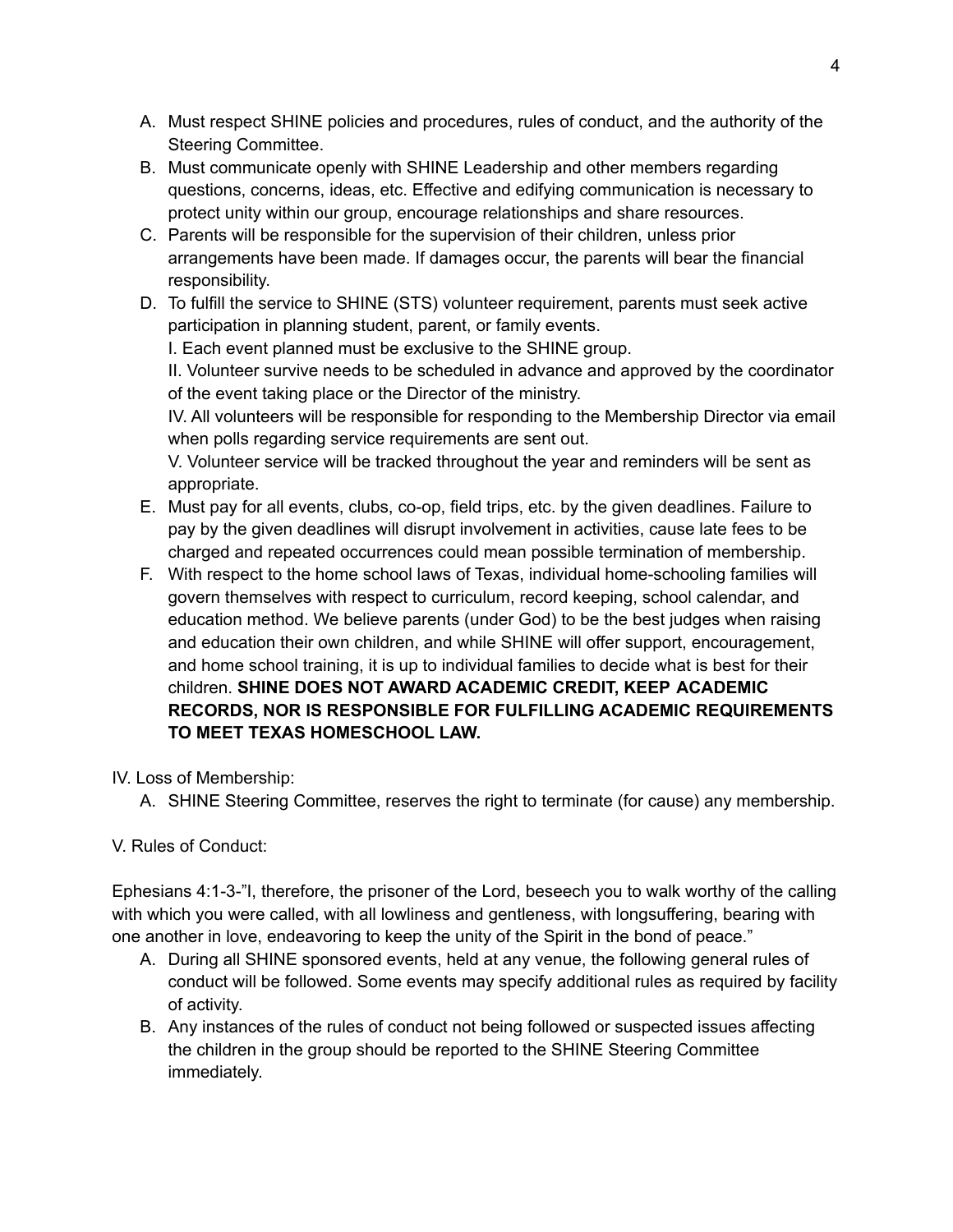A. Must respect SHINE policies and procedures, rules of conduct, and the authority of the Steering Committee.
B. Must communicate openly with SHINE Leadership and other members regarding questions, concerns, ideas, etc. Effective and edifying communication is necessary to protect unity within our group, encourage relationships and share resources.
C. Parents will be responsible for the supervision of their children, unless prior arrangements have been made. If damages occur, the parents will bear the financial responsibility.
D. To fulfill the service to SHINE (STS) volunteer requirement, parents must seek active participation in planning student, parent, or family events.
   I. Each event planned must be exclusive to the SHINE group.
   II. Volunteer survive needs to be scheduled in advance and approved by the coordinator of the event taking place or the Director of the ministry.
   IV. All volunteers will be responsible for responding to the Membership Director via email when polls regarding service requirements are sent out.
   V. Volunteer service will be tracked throughout the year and reminders will be sent as appropriate.
E. Must pay for all events, clubs, co-op, field trips, etc. by the given deadlines. Failure to pay by the given deadlines will disrupt involvement in activities, cause late fees to be charged and repeated occurrences could mean possible termination of membership.
F. With respect to the home school laws of Texas, individual home-schooling families will govern themselves with respect to curriculum, record keeping, school calendar, and education method. We believe parents (under God) to be the best judges when raising and education their own children, and while SHINE will offer support, encouragement, and home school training, it is up to individual families to decide what is best for their children. **SHINE DOES NOT AWARD ACADEMIC CREDIT, KEEP ACADEMIC RECORDS, NOR IS RESPONSIBLE FOR FULFILLING ACADEMIC REQUIREMENTS TO MEET TEXAS HOMESCHOOL LAW.**

IV. Loss of Membership:

A. SHINE Steering Committee, reserves the right to terminate (for cause) any membership.

V. Rules of Conduct:

Ephesians 4:1-3-"I, therefore, the prisoner of the Lord, beseech you to walk worthy of the calling with which you were called, with all lowliness and gentleness, with longsuffering, bearing with one another in love, endeavoring to keep the unity of the Spirit in the bond of peace."

A. During all SHINE sponsored events, held at any venue, the following general rules of conduct will be followed. Some events may specify additional rules as required by facility of activity.
B. Any instances of the rules of conduct not being followed or suspected issues affecting the children in the group should be reported to the SHINE Steering Committee immediately.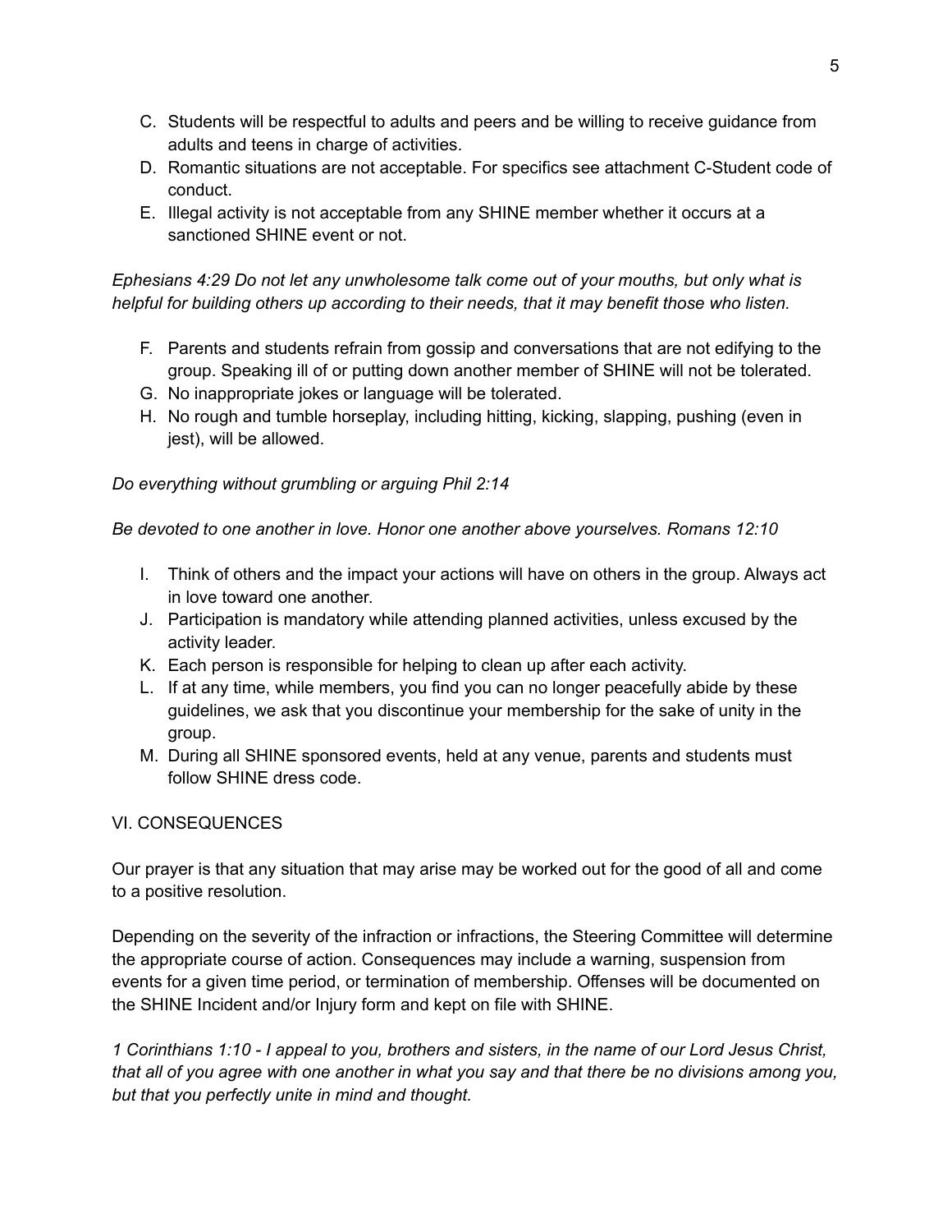C. Students will be respectful to adults and peers and be willing to receive guidance from adults and teens in charge of activities.
D. Romantic situations are not acceptable. For specifics see attachment C-Student code of conduct.
E. Illegal activity is not acceptable from any SHINE member whether it occurs at a sanctioned SHINE event or not.

*Ephesians 4:29 Do not let any unwholesome talk come out of your mouths, but only what is helpful for building others up according to their needs, that it may benefit those who listen.*

F. Parents and students refrain from gossip and conversations that are not edifying to the group. Speaking ill of or putting down another member of SHINE will not be tolerated.
G. No inappropriate jokes or language will be tolerated.
H. No rough and tumble horseplay, including hitting, kicking, slapping, pushing (even in jest), will be allowed.

*Do everything without grumbling or arguing Phil 2:14*

*Be devoted to one another in love. Honor one another above yourselves. Romans 12:10*

I. Think of others and the impact your actions will have on others in the group. Always act in love toward one another.
J. Participation is mandatory while attending planned activities, unless excused by the activity leader.
K. Each person is responsible for helping to clean up after each activity.
L. If at any time, while members, you find you can no longer peacefully abide by these guidelines, we ask that you discontinue your membership for the sake of unity in the group.
M. During all SHINE sponsored events, held at any venue, parents and students must follow SHINE dress code.

## VI. CONSEQUENCES

Our prayer is that any situation that may arise may be worked out for the good of all and come to a positive resolution.

Depending on the severity of the infraction or infractions, the Steering Committee will determine the appropriate course of action. Consequences may include a warning, suspension from events for a given time period, or termination of membership. Offenses will be documented on the SHINE Incident and/or Injury form and kept on file with SHINE.

*1 Corinthians 1:10 - I appeal to you, brothers and sisters, in the name of our Lord Jesus Christ, that all of you agree with one another in what you say and that there be no divisions among you, but that you perfectly unite in mind and thought.*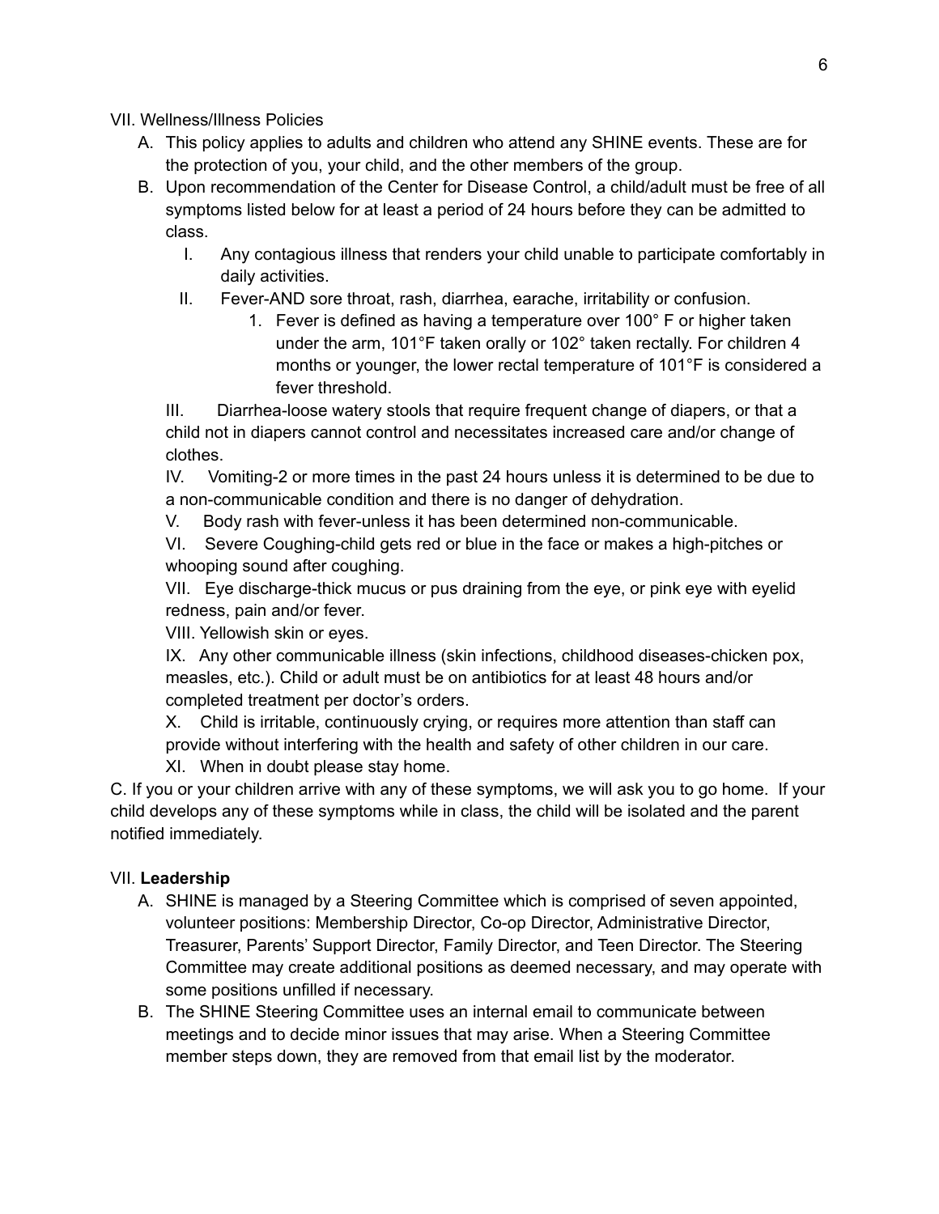VII. Wellness/Illness Policies

A. This policy applies to adults and children who attend any SHINE events. These are for the protection of you, your child, and the other members of the group.

B. Upon recommendation of the Center for Disease Control, a child/adult must be free of all symptoms listed below for at least a period of 24 hours before they can be admitted to class.

   I. Any contagious illness that renders your child unable to participate comfortably in daily activities.

   II. Fever-AND sore throat, rash, diarrhea, earache, irritability or confusion.

      1. Fever is defined as having a temperature over 100° F or higher taken under the arm, 101°F taken orally or 102° taken rectally. For children 4 months or younger, the lower rectal temperature of 101°F is considered a fever threshold.

   III. Diarrhea-loose watery stools that require frequent change of diapers, or that a child not in diapers cannot control and necessitates increased care and/or change of clothes.

   IV. Vomiting-2 or more times in the past 24 hours unless it is determined to be due to a non-communicable condition and there is no danger of dehydration.

   V. Body rash with fever-unless it has been determined non-communicable.

   VI. Severe Coughing-child gets red or blue in the face or makes a high-pitches or whooping sound after coughing.

   VII. Eye discharge-thick mucus or pus draining from the eye, or pink eye with eyelid redness, pain and/or fever.

   VIII. Yellowish skin or eyes.

   IX. Any other communicable illness (skin infections, childhood diseases-chicken pox, measles, etc.). Child or adult must be on antibiotics for at least 48 hours and/or completed treatment per doctor's orders.

   X. Child is irritable, continuously crying, or requires more attention than staff can provide without interfering with the health and safety of other children in our care.

   XI. When in doubt please stay home.

C. If you or your children arrive with any of these symptoms, we will ask you to go home. If your child develops any of these symptoms while in class, the child will be isolated and the parent notified immediately.

VII. **Leadership**

A. SHINE is managed by a Steering Committee which is comprised of seven appointed, volunteer positions: Membership Director, Co-op Director, Administrative Director, Treasurer, Parents' Support Director, Family Director, and Teen Director. The Steering Committee may create additional positions as deemed necessary, and may operate with some positions unfilled if necessary.

B. The SHINE Steering Committee uses an internal email to communicate between meetings and to decide minor issues that may arise. When a Steering Committee member steps down, they are removed from that email list by the moderator.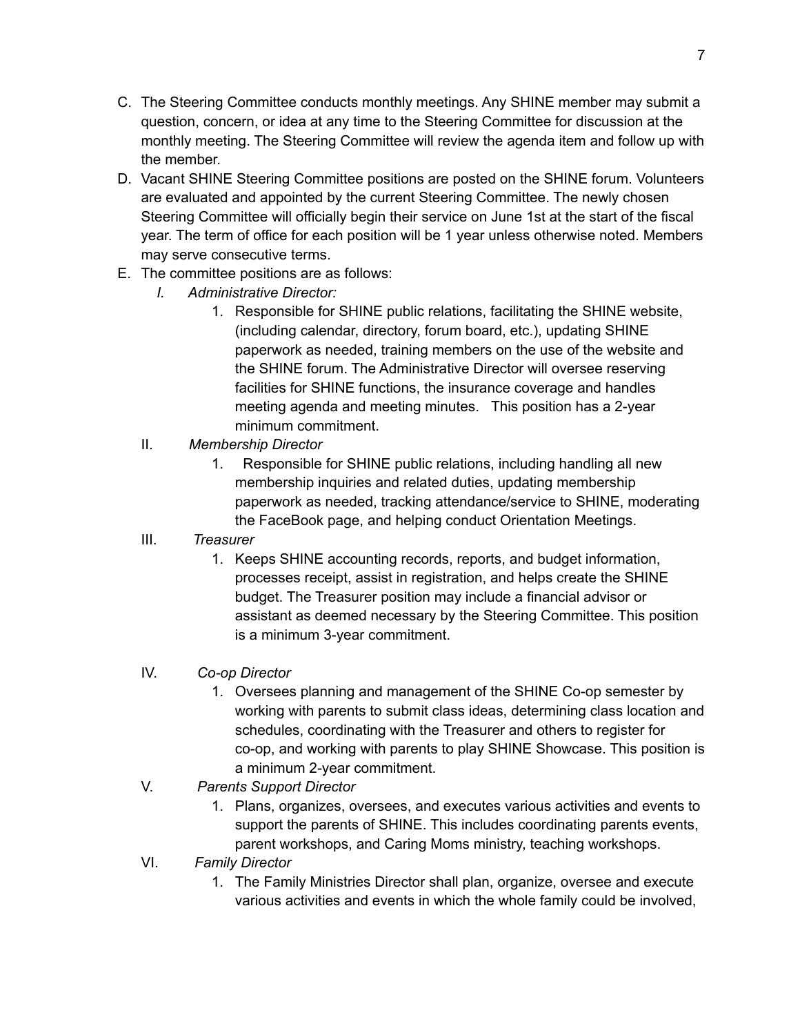C. The Steering Committee conducts monthly meetings. Any SHINE member may submit a question, concern, or idea at any time to the Steering Committee for discussion at the monthly meeting. The Steering Committee will review the agenda item and follow up with the member.

D. Vacant SHINE Steering Committee positions are posted on the SHINE forum. Volunteers are evaluated and appointed by the current Steering Committee. The newly chosen Steering Committee will officially begin their service on June 1st at the start of the fiscal year. The term of office for each position will be 1 year unless otherwise noted. Members may serve consecutive terms.

E. The committee positions are as follows:

   I. *Administrative Director:*
      1. Responsible for SHINE public relations, facilitating the SHINE website, (including calendar, directory, forum board, etc.), updating SHINE paperwork as needed, training members on the use of the website and the SHINE forum. The Administrative Director will oversee reserving facilities for SHINE functions, the insurance coverage and handles meeting agenda and meeting minutes. This position has a 2-year minimum commitment.

   II. *Membership Director*
      1. Responsible for SHINE public relations, including handling all new membership inquiries and related duties, updating membership paperwork as needed, tracking attendance/service to SHINE, moderating the FaceBook page, and helping conduct Orientation Meetings.

   III. *Treasurer*
      1. Keeps SHINE accounting records, reports, and budget information, processes receipt, assist in registration, and helps create the SHINE budget. The Treasurer position may include a financial advisor or assistant as deemed necessary by the Steering Committee. This position is a minimum 3-year commitment.

   IV. *Co-op Director*
      1. Oversees planning and management of the SHINE Co-op semester by working with parents to submit class ideas, determining class location and schedules, coordinating with the Treasurer and others to register for co-op, and working with parents to play SHINE Showcase. This position is a minimum 2-year commitment.

   V. *Parents Support Director*
      1. Plans, organizes, oversees, and executes various activities and events to support the parents of SHINE. This includes coordinating parents events, parent workshops, and Caring Moms ministry, teaching workshops.

   VI. *Family Director*
      1. The Family Ministries Director shall plan, organize, oversee and execute various activities and events in which the whole family could be involved,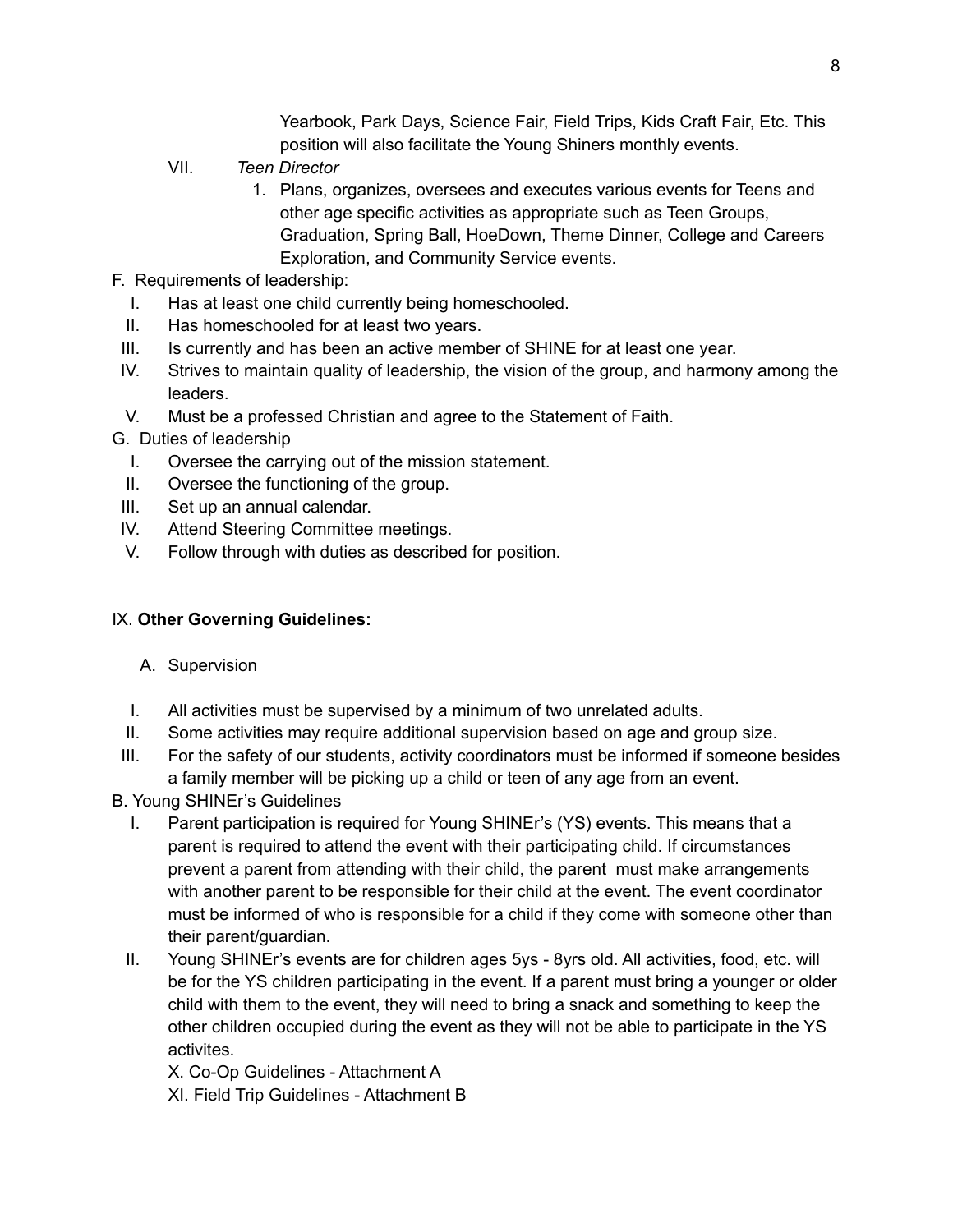Yearbook, Park Days, Science Fair, Field Trips, Kids Craft Fair, Etc. This position will also facilitate the Young Shiners monthly events.

VII. *Teen Director*

1. Plans, organizes, oversees and executes various events for Teens and other age specific activities as appropriate such as Teen Groups, Graduation, Spring Ball, HoeDown, Theme Dinner, College and Careers Exploration, and Community Service events.

F. Requirements of leadership:

I. Has at least one child currently being homeschooled.

II. Has homeschooled for at least two years.

III. Is currently and has been an active member of SHINE for at least one year.

IV. Strives to maintain quality of leadership, the vision of the group, and harmony among the leaders.

V. Must be a professed Christian and agree to the Statement of Faith.

G. Duties of leadership

I. Oversee the carrying out of the mission statement.

II. Oversee the functioning of the group.

III. Set up an annual calendar.

IV. Attend Steering Committee meetings.

V. Follow through with duties as described for position.

IX. **Other Governing Guidelines:**

A. Supervision

I. All activities must be supervised by a minimum of two unrelated adults.

II. Some activities may require additional supervision based on age and group size.

III. For the safety of our students, activity coordinators must be informed if someone besides a family member will be picking up a child or teen of any age from an event.

B. Young SHINEr's Guidelines

I. Parent participation is required for Young SHINEr's (YS) events. This means that a parent is required to attend the event with their participating child. If circumstances prevent a parent from attending with their child, the parent must make arrangements with another parent to be responsible for their child at the event. The event coordinator must be informed of who is responsible for a child if they come with someone other than their parent/guardian.

II. Young SHINEr's events are for children ages 5ys - 8yrs old. All activities, food, etc. will be for the YS children participating in the event. If a parent must bring a younger or older child with them to the event, they will need to bring a snack and something to keep the other children occupied during the event as they will not be able to participate in the YS activites.

X. Co-Op Guidelines - Attachment A

XI. Field Trip Guidelines - Attachment B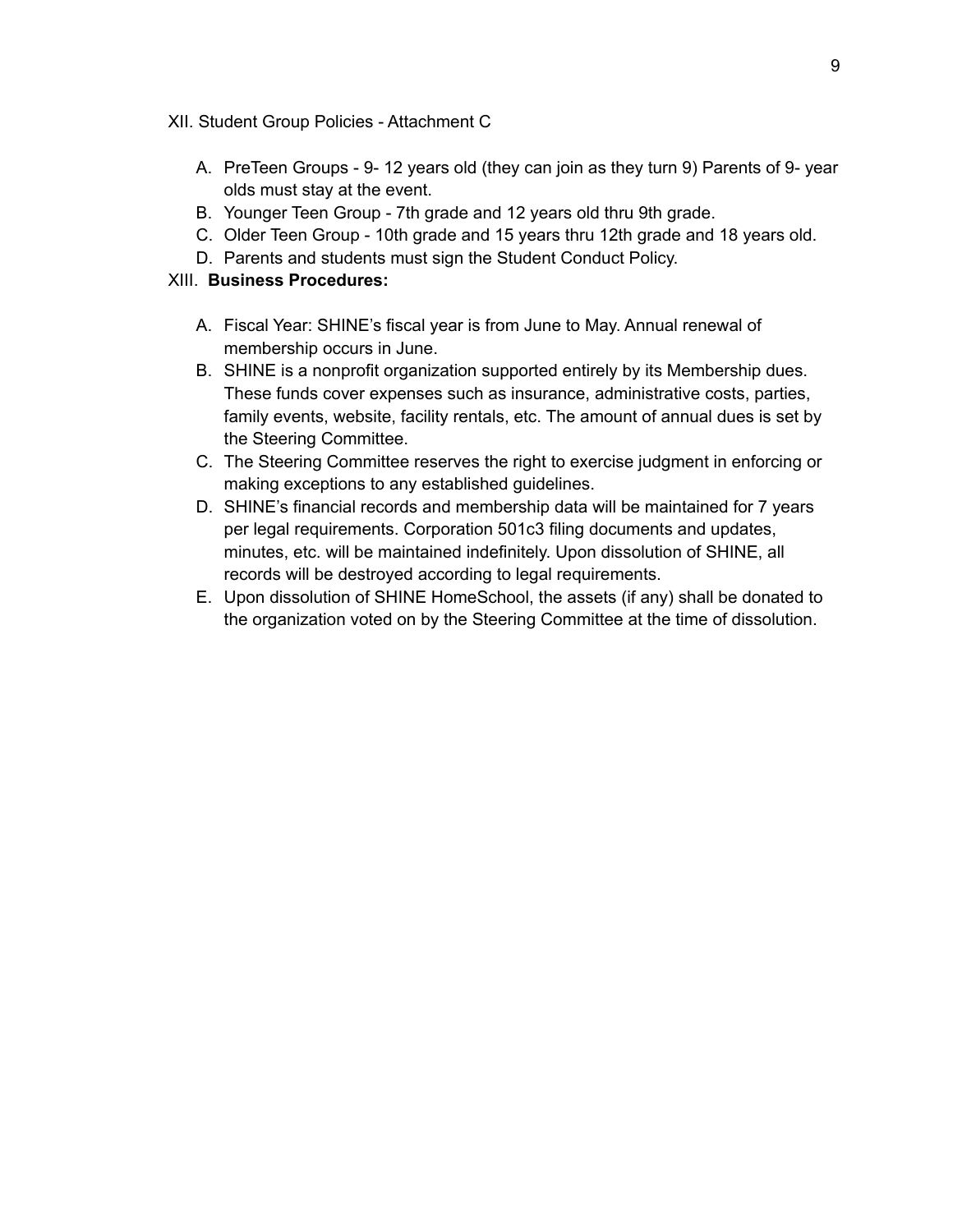XII. Student Group Policies - Attachment C

A. PreTeen Groups - 9- 12 years old (they can join as they turn 9) Parents of 9- year olds must stay at the event.
B. Younger Teen Group - 7th grade and 12 years old thru 9th grade.
C. Older Teen Group - 10th grade and 15 years thru 12th grade and 18 years old.
D. Parents and students must sign the Student Conduct Policy.

XIII. **Business Procedures:**

A. Fiscal Year: SHINE's fiscal year is from June to May. Annual renewal of membership occurs in June.
B. SHINE is a nonprofit organization supported entirely by its Membership dues. These funds cover expenses such as insurance, administrative costs, parties, family events, website, facility rentals, etc. The amount of annual dues is set by the Steering Committee.
C. The Steering Committee reserves the right to exercise judgment in enforcing or making exceptions to any established guidelines.
D. SHINE's financial records and membership data will be maintained for 7 years per legal requirements. Corporation 501c3 filing documents and updates, minutes, etc. will be maintained indefinitely. Upon dissolution of SHINE, all records will be destroyed according to legal requirements.
E. Upon dissolution of SHINE HomeSchool, the assets (if any) shall be donated to the organization voted on by the Steering Committee at the time of dissolution.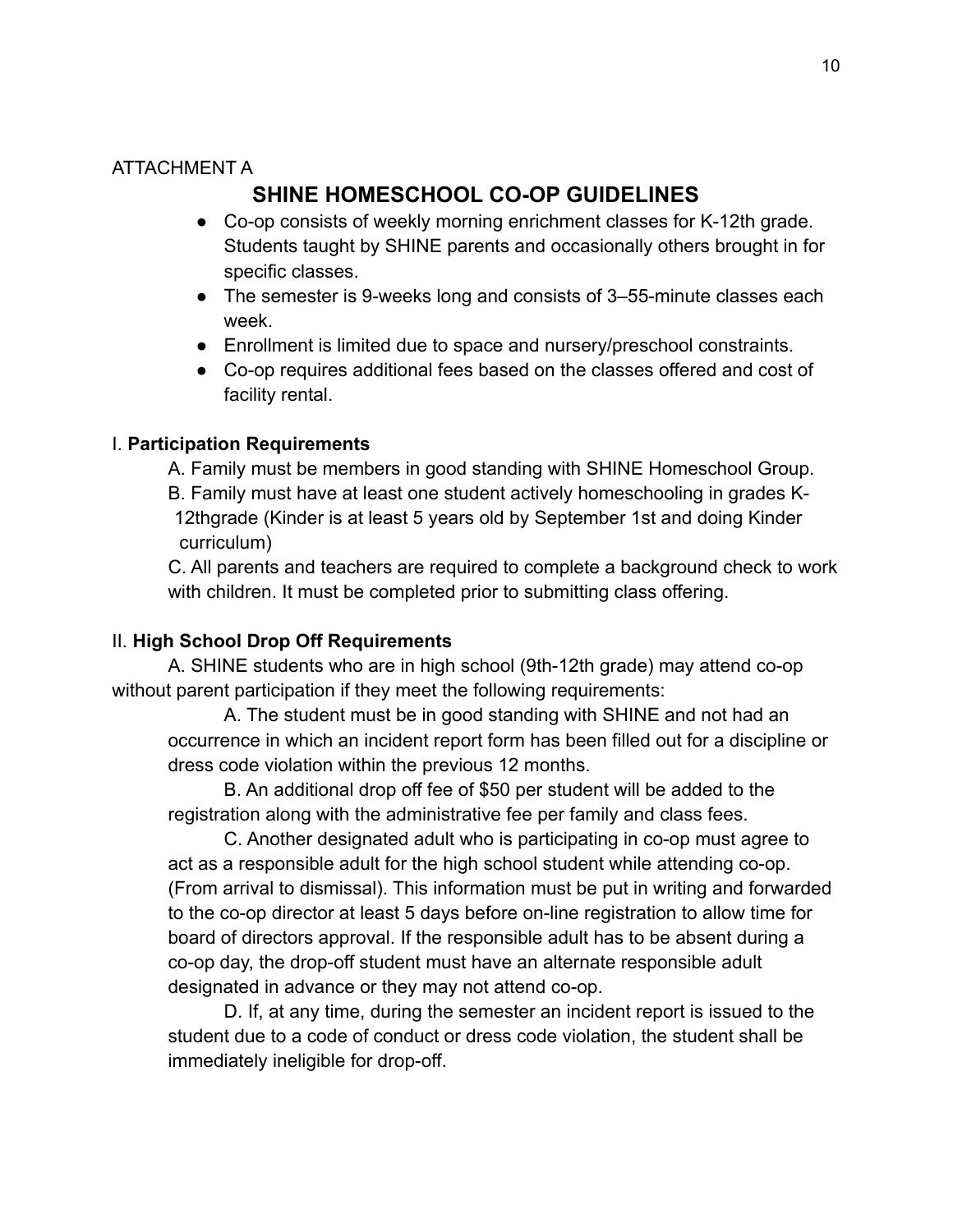ATTACHMENT A

## SHINE HOMESCHOOL CO-OP GUIDELINES

- Co-op consists of weekly morning enrichment classes for K-12th grade. Students taught by SHINE parents and occasionally others brought in for specific classes.
- The semester is 9-weeks long and consists of 3–55-minute classes each week.
- Enrollment is limited due to space and nursery/preschool constraints.
- Co-op requires additional fees based on the classes offered and cost of facility rental.

I. **Participation Requirements**

A. Family must be members in good standing with SHINE Homeschool Group.

B. Family must have at least one student actively homeschooling in grades K-12thgrade (Kinder is at least 5 years old by September 1st and doing Kinder curriculum)

C. All parents and teachers are required to complete a background check to work with children. It must be completed prior to submitting class offering.

II. **High School Drop Off Requirements**

A. SHINE students who are in high school (9th-12th grade) may attend co-op without parent participation if they meet the following requirements:

A. The student must be in good standing with SHINE and not had an occurrence in which an incident report form has been filled out for a discipline or dress code violation within the previous 12 months.

B. An additional drop off fee of $50 per student will be added to the registration along with the administrative fee per family and class fees.

C. Another designated adult who is participating in co-op must agree to act as a responsible adult for the high school student while attending co-op. (From arrival to dismissal). This information must be put in writing and forwarded to the co-op director at least 5 days before on-line registration to allow time for board of directors approval. If the responsible adult has to be absent during a co-op day, the drop-off student must have an alternate responsible adult designated in advance or they may not attend co-op.

D. If, at any time, during the semester an incident report is issued to the student due to a code of conduct or dress code violation, the student shall be immediately ineligible for drop-off.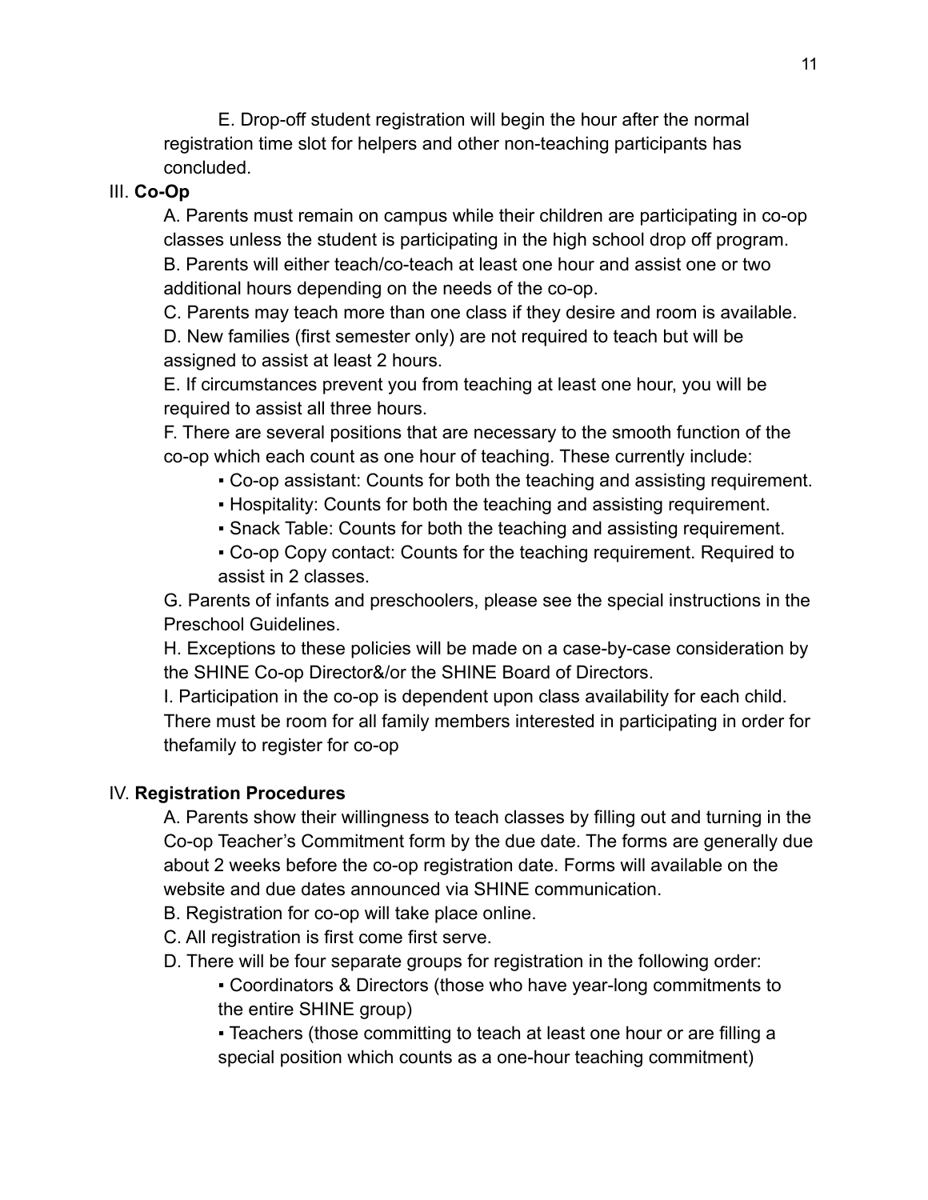E. Drop-off student registration will begin the hour after the normal registration time slot for helpers and other non-teaching participants has concluded.

III. **Co-Op**

A. Parents must remain on campus while their children are participating in co-op classes unless the student is participating in the high school drop off program.

B. Parents will either teach/co-teach at least one hour and assist one or two additional hours depending on the needs of the co-op.

C. Parents may teach more than one class if they desire and room is available.

D. New families (first semester only) are not required to teach but will be assigned to assist at least 2 hours.

E. If circumstances prevent you from teaching at least one hour, you will be required to assist all three hours.

F. There are several positions that are necessary to the smooth function of the co-op which each count as one hour of teaching. These currently include:

- Co-op assistant: Counts for both the teaching and assisting requirement.
- Hospitality: Counts for both the teaching and assisting requirement.
- Snack Table: Counts for both the teaching and assisting requirement.
- Co-op Copy contact: Counts for the teaching requirement. Required to assist in 2 classes.

G. Parents of infants and preschoolers, please see the special instructions in the Preschool Guidelines.

H. Exceptions to these policies will be made on a case-by-case consideration by the SHINE Co-op Director&/or the SHINE Board of Directors.

I. Participation in the co-op is dependent upon class availability for each child. There must be room for all family members interested in participating in order for thefamily to register for co-op

IV. **Registration Procedures**

A. Parents show their willingness to teach classes by filling out and turning in the Co-op Teacher's Commitment form by the due date. The forms are generally due about 2 weeks before the co-op registration date. Forms will available on the website and due dates announced via SHINE communication.

B. Registration for co-op will take place online.

C. All registration is first come first serve.

D. There will be four separate groups for registration in the following order:

- Coordinators & Directors (those who have year-long commitments to the entire SHINE group)
- Teachers (those committing to teach at least one hour or are filling a special position which counts as a one-hour teaching commitment)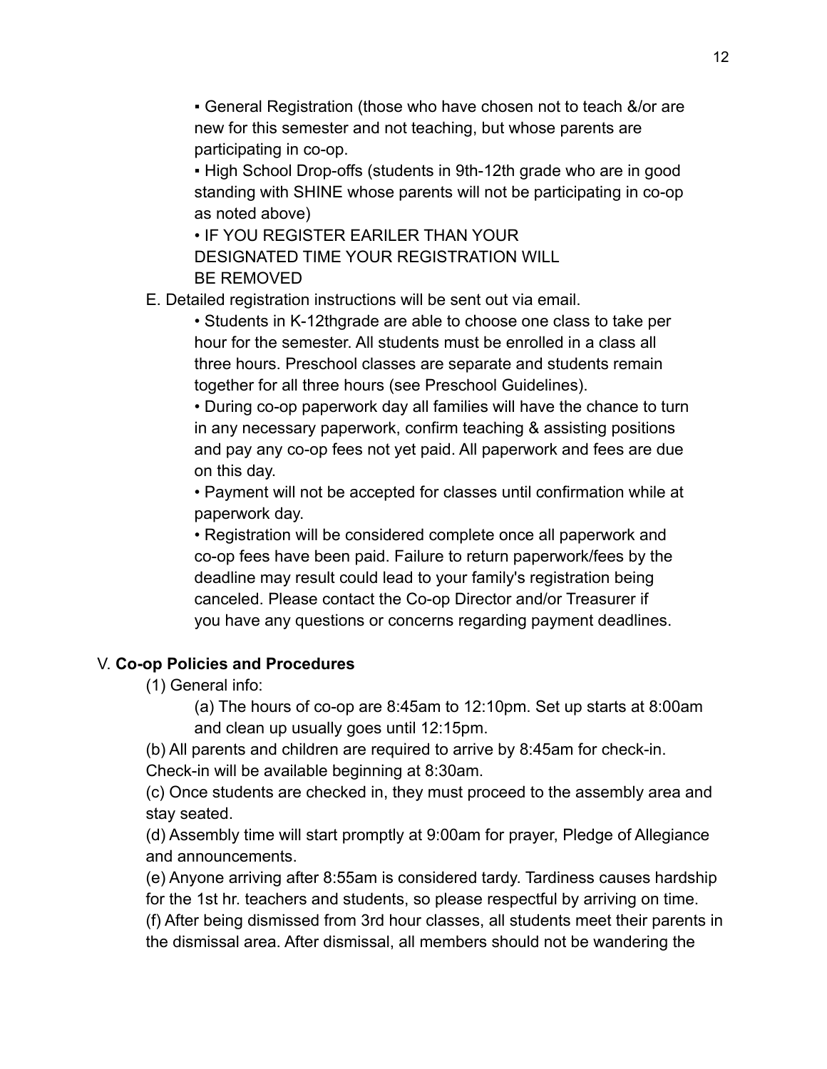▪ General Registration (those who have chosen not to teach &/or are new for this semester and not teaching, but whose parents are participating in co-op.

    ▪ High School Drop-offs (students in 9th-12th grade who are in good standing with SHINE whose parents will not be participating in co-op as noted above)

    • IF YOU REGISTER EARILER THAN YOUR DESIGNATED TIME YOUR REGISTRATION WILL BE REMOVED

E. Detailed registration instructions will be sent out via email.

- Students in K-12thgrade are able to choose one class to take per hour for the semester. All students must be enrolled in a class all three hours. Preschool classes are separate and students remain together for all three hours (see Preschool Guidelines).
- During co-op paperwork day all families will have the chance to turn in any necessary paperwork, confirm teaching & assisting positions and pay any co-op fees not yet paid. All paperwork and fees are due on this day.
- Payment will not be accepted for classes until confirmation while at paperwork day.
- Registration will be considered complete once all paperwork and co-op fees have been paid. Failure to return paperwork/fees by the deadline may result could lead to your family's registration being canceled. Please contact the Co-op Director and/or Treasurer if you have any questions or concerns regarding payment deadlines.

## V. **Co-op Policies and Procedures**

(1) General info:

(a) The hours of co-op are 8:45am to 12:10pm. Set up starts at 8:00am and clean up usually goes until 12:15pm.

(b) All parents and children are required to arrive by 8:45am for check-in. Check-in will be available beginning at 8:30am.

(c) Once students are checked in, they must proceed to the assembly area and stay seated.

(d) Assembly time will start promptly at 9:00am for prayer, Pledge of Allegiance and announcements.

(e) Anyone arriving after 8:55am is considered tardy. Tardiness causes hardship for the 1st hr. teachers and students, so please respectful by arriving on time.

(f) After being dismissed from 3rd hour classes, all students meet their parents in the dismissal area. After dismissal, all members should not be wandering the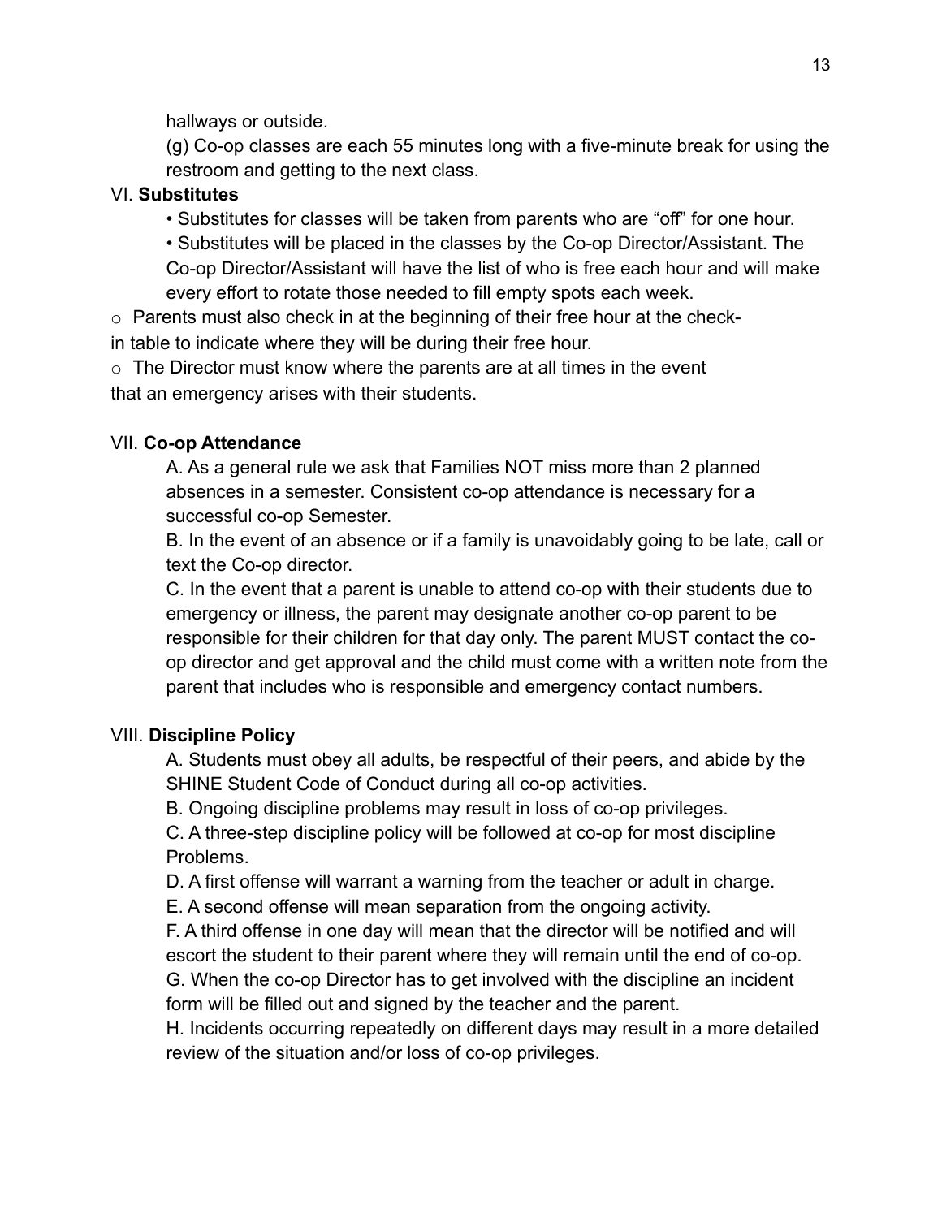hallways or outside.

(g) Co-op classes are each 55 minutes long with a five-minute break for using the restroom and getting to the next class.

VI. **Substitutes**

- Substitutes for classes will be taken from parents who are "off" for one hour.
- Substitutes will be placed in the classes by the Co-op Director/Assistant. The Co-op Director/Assistant will have the list of who is free each hour and will make every effort to rotate those needed to fill empty spots each week.

o Parents must also check in at the beginning of their free hour at the check-in table to indicate where they will be during their free hour.

o The Director must know where the parents are at all times in the event that an emergency arises with their students.

VII. **Co-op Attendance**

A. As a general rule we ask that Families NOT miss more than 2 planned absences in a semester. Consistent co-op attendance is necessary for a successful co-op Semester.

B. In the event of an absence or if a family is unavoidably going to be late, call or text the Co-op director.

C. In the event that a parent is unable to attend co-op with their students due to emergency or illness, the parent may designate another co-op parent to be responsible for their children for that day only. The parent MUST contact the co-op director and get approval and the child must come with a written note from the parent that includes who is responsible and emergency contact numbers.

VIII. **Discipline Policy**

A. Students must obey all adults, be respectful of their peers, and abide by the SHINE Student Code of Conduct during all co-op activities.

B. Ongoing discipline problems may result in loss of co-op privileges.

C. A three-step discipline policy will be followed at co-op for most discipline Problems.

D. A first offense will warrant a warning from the teacher or adult in charge.

E. A second offense will mean separation from the ongoing activity.

F. A third offense in one day will mean that the director will be notified and will escort the student to their parent where they will remain until the end of co-op.

G. When the co-op Director has to get involved with the discipline an incident form will be filled out and signed by the teacher and the parent.

H. Incidents occurring repeatedly on different days may result in a more detailed review of the situation and/or loss of co-op privileges.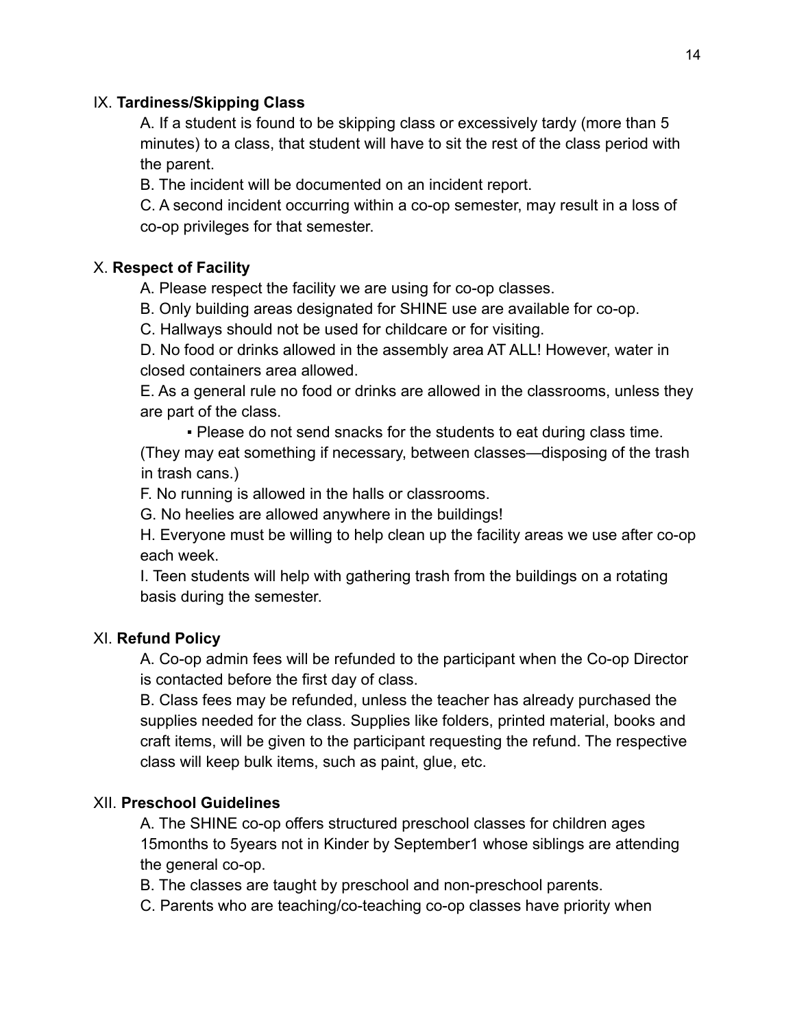IX. **Tardiness/Skipping Class**

A. If a student is found to be skipping class or excessively tardy (more than 5 minutes) to a class, that student will have to sit the rest of the class period with the parent.

B. The incident will be documented on an incident report.

C. A second incident occurring within a co-op semester, may result in a loss of co-op privileges for that semester.

X. **Respect of Facility**

A. Please respect the facility we are using for co-op classes.

B. Only building areas designated for SHINE use are available for co-op.

C. Hallways should not be used for childcare or for visiting.

D. No food or drinks allowed in the assembly area AT ALL! However, water in closed containers area allowed.

E. As a general rule no food or drinks are allowed in the classrooms, unless they are part of the class.

- Please do not send snacks for the students to eat during class time.

(They may eat something if necessary, between classes—disposing of the trash in trash cans.)

F. No running is allowed in the halls or classrooms.

G. No heelies are allowed anywhere in the buildings!

H. Everyone must be willing to help clean up the facility areas we use after co-op each week.

I. Teen students will help with gathering trash from the buildings on a rotating basis during the semester.

XI. **Refund Policy**

A. Co-op admin fees will be refunded to the participant when the Co-op Director is contacted before the first day of class.

B. Class fees may be refunded, unless the teacher has already purchased the supplies needed for the class. Supplies like folders, printed material, books and craft items, will be given to the participant requesting the refund. The respective class will keep bulk items, such as paint, glue, etc.

XII. **Preschool Guidelines**

A. The SHINE co-op offers structured preschool classes for children ages 15months to 5years not in Kinder by September1 whose siblings are attending the general co-op.

B. The classes are taught by preschool and non-preschool parents.

C. Parents who are teaching/co-teaching co-op classes have priority when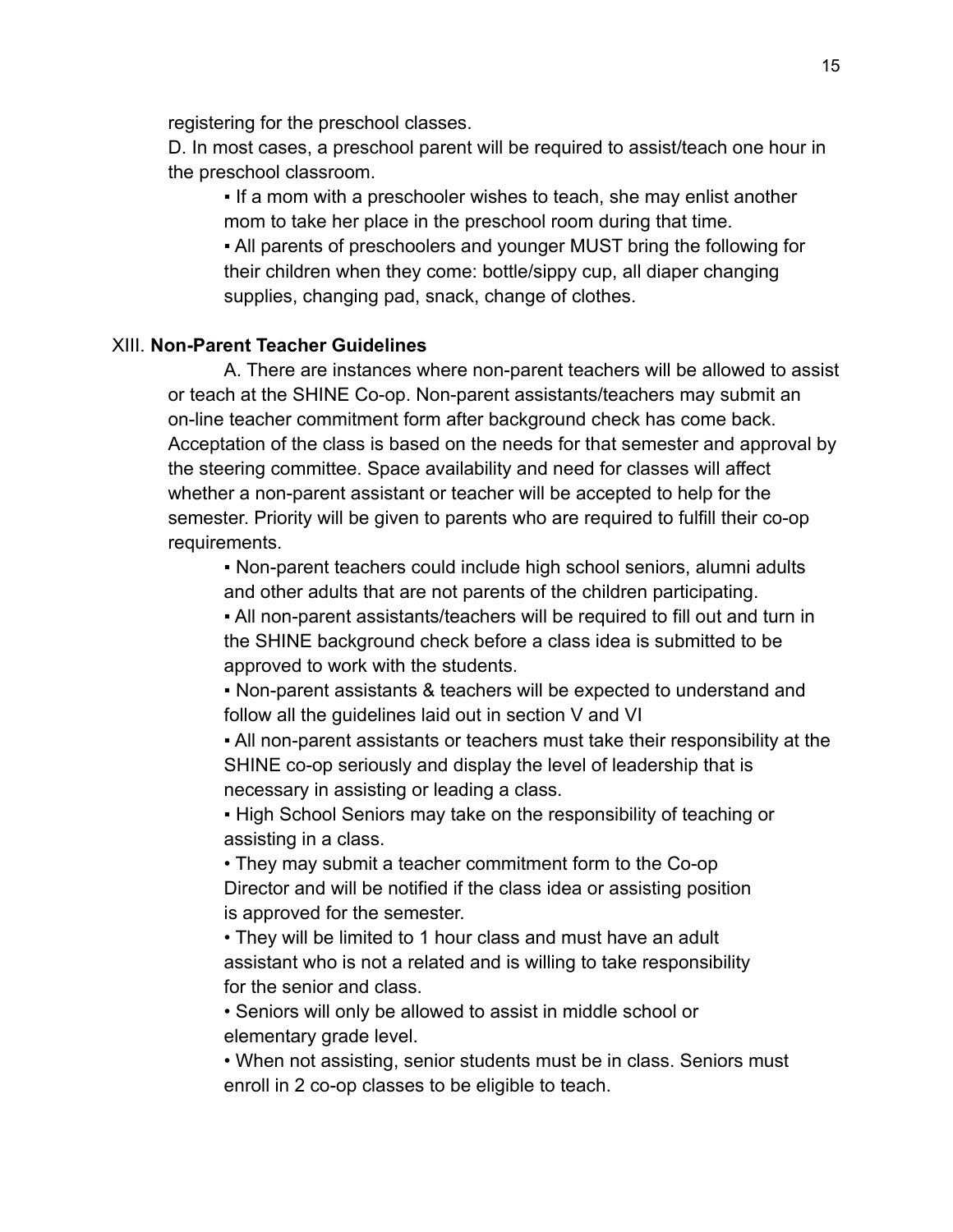registering for the preschool classes.

D. In most cases, a preschool parent will be required to assist/teach one hour in the preschool classroom.

- If a mom with a preschooler wishes to teach, she may enlist another mom to take her place in the preschool room during that time.
- All parents of preschoolers and younger MUST bring the following for their children when they come: bottle/sippy cup, all diaper changing supplies, changing pad, snack, change of clothes.

XIII. **Non-Parent Teacher Guidelines**

A. There are instances where non-parent teachers will be allowed to assist or teach at the SHINE Co-op. Non-parent assistants/teachers may submit an on-line teacher commitment form after background check has come back. Acceptation of the class is based on the needs for that semester and approval by the steering committee. Space availability and need for classes will affect whether a non-parent assistant or teacher will be accepted to help for the semester. Priority will be given to parents who are required to fulfill their co-op requirements.

- Non-parent teachers could include high school seniors, alumni adults and other adults that are not parents of the children participating.
- All non-parent assistants/teachers will be required to fill out and turn in the SHINE background check before a class idea is submitted to be approved to work with the students.
- Non-parent assistants & teachers will be expected to understand and follow all the guidelines laid out in section V and VI
- All non-parent assistants or teachers must take their responsibility at the SHINE co-op seriously and display the level of leadership that is necessary in assisting or leading a class.
- High School Seniors may take on the responsibility of teaching or assisting in a class.
  - They may submit a teacher commitment form to the Co-op Director and will be notified if the class idea or assisting position is approved for the semester.
  - They will be limited to 1 hour class and must have an adult assistant who is not a related and is willing to take responsibility for the senior and class.
  - Seniors will only be allowed to assist in middle school or elementary grade level.
  - When not assisting, senior students must be in class. Seniors must enroll in 2 co-op classes to be eligible to teach.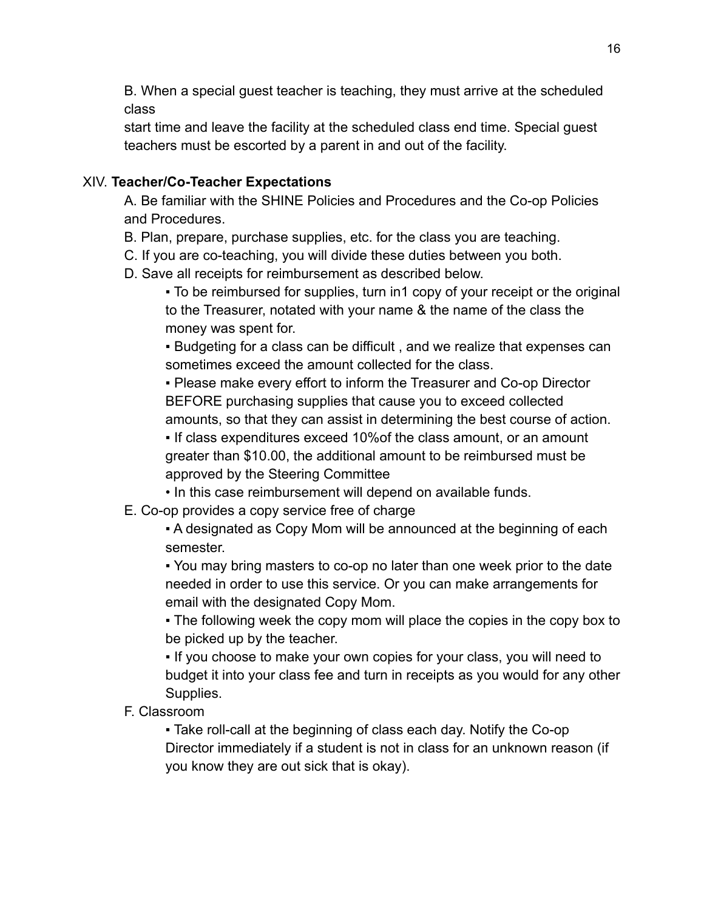B. When a special guest teacher is teaching, they must arrive at the scheduled class start time and leave the facility at the scheduled class end time. Special guest teachers must be escorted by a parent in and out of the facility.

XIV. **Teacher/Co-Teacher Expectations**

A. Be familiar with the SHINE Policies and Procedures and the Co-op Policies and Procedures.

B. Plan, prepare, purchase supplies, etc. for the class you are teaching.

C. If you are co-teaching, you will divide these duties between you both.

D. Save all receipts for reimbursement as described below.

- To be reimbursed for supplies, turn in1 copy of your receipt or the original to the Treasurer, notated with your name & the name of the class the money was spent for.
- Budgeting for a class can be difficult , and we realize that expenses can sometimes exceed the amount collected for the class.
- Please make every effort to inform the Treasurer and Co-op Director BEFORE purchasing supplies that cause you to exceed collected amounts, so that they can assist in determining the best course of action.
- If class expenditures exceed 10%of the class amount, or an amount greater than $10.00, the additional amount to be reimbursed must be approved by the Steering Committee
- In this case reimbursement will depend on available funds.

E. Co-op provides a copy service free of charge

- A designated as Copy Mom will be announced at the beginning of each semester.
- You may bring masters to co-op no later than one week prior to the date needed in order to use this service. Or you can make arrangements for email with the designated Copy Mom.
- The following week the copy mom will place the copies in the copy box to be picked up by the teacher.
- If you choose to make your own copies for your class, you will need to budget it into your class fee and turn in receipts as you would for any other Supplies.

F. Classroom

- Take roll-call at the beginning of class each day. Notify the Co-op Director immediately if a student is not in class for an unknown reason (if you know they are out sick that is okay).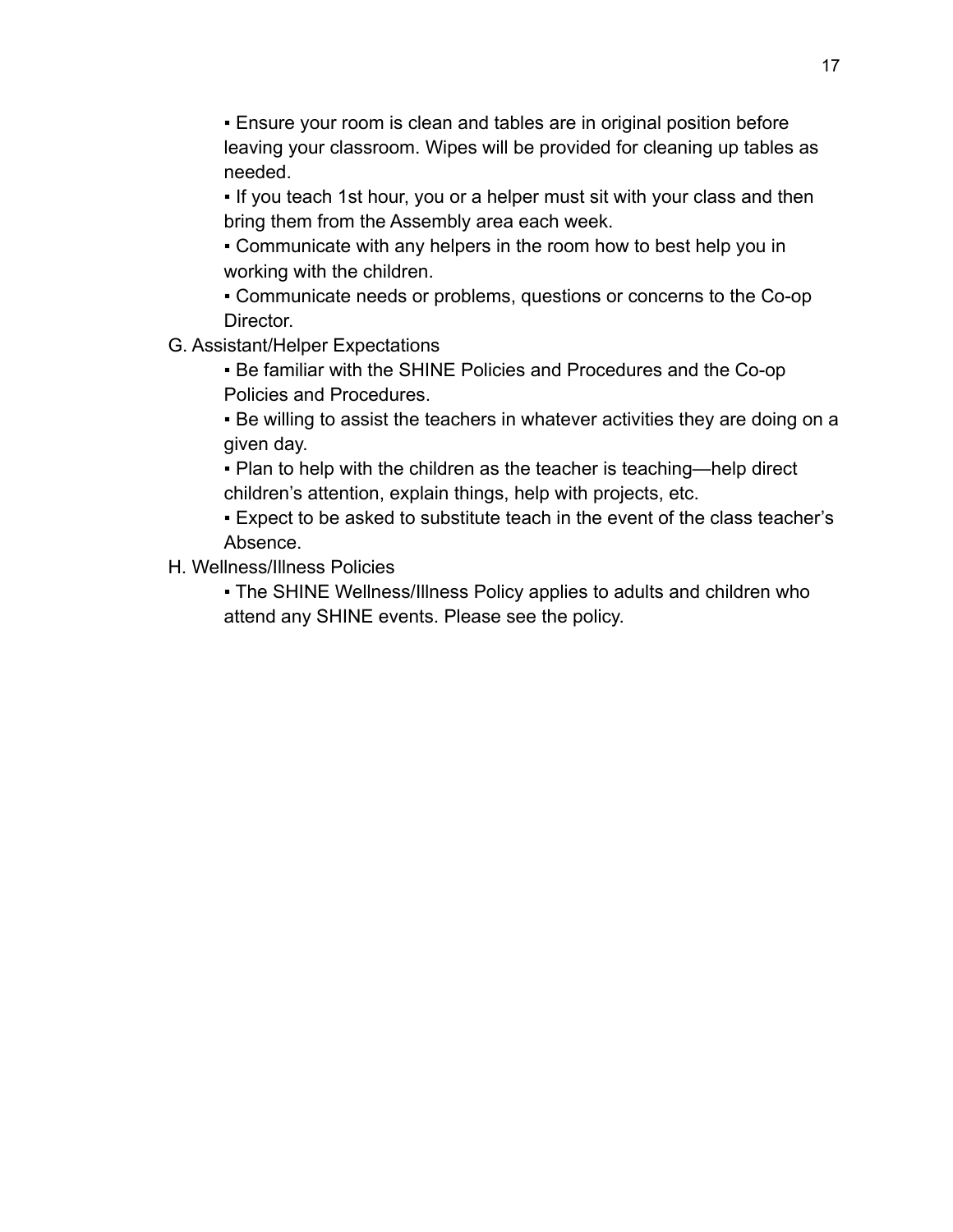- Ensure your room is clean and tables are in original position before leaving your classroom. Wipes will be provided for cleaning up tables as needed.
- If you teach 1st hour, you or a helper must sit with your class and then bring them from the Assembly area each week.
- Communicate with any helpers in the room how to best help you in working with the children.
- Communicate needs or problems, questions or concerns to the Co-op Director.

G. Assistant/Helper Expectations

- Be familiar with the SHINE Policies and Procedures and the Co-op Policies and Procedures.
- Be willing to assist the teachers in whatever activities they are doing on a given day.
- Plan to help with the children as the teacher is teaching—help direct children's attention, explain things, help with projects, etc.
- Expect to be asked to substitute teach in the event of the class teacher's Absence.

H. Wellness/Illness Policies

- The SHINE Wellness/Illness Policy applies to adults and children who attend any SHINE events. Please see the policy.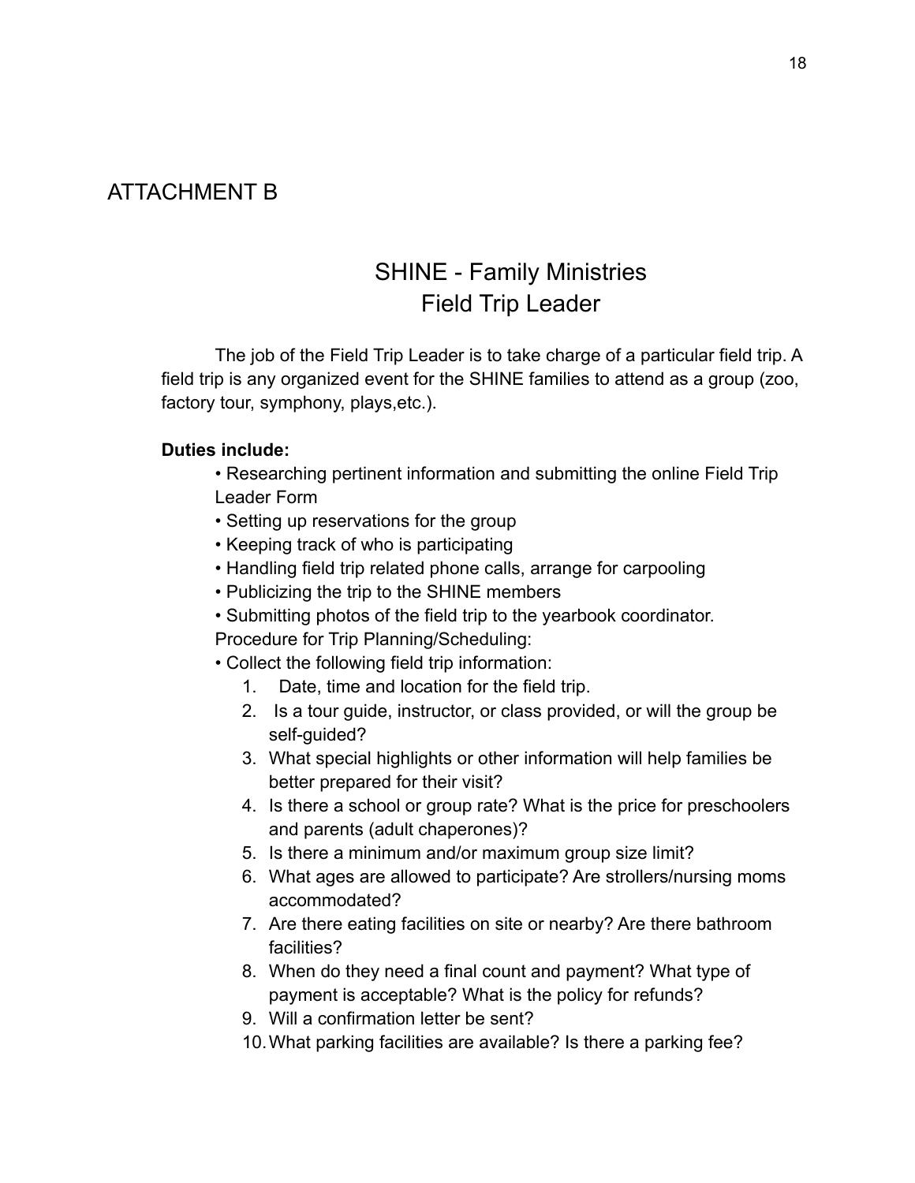# ATTACHMENT B

## SHINE - Family Ministries
## Field Trip Leader

The job of the Field Trip Leader is to take charge of a particular field trip. A field trip is any organized event for the SHINE families to attend as a group (zoo, factory tour, symphony, plays,etc.).

**Duties include:**

• Researching pertinent information and submitting the online Field Trip Leader Form
• Setting up reservations for the group
• Keeping track of who is participating
• Handling field trip related phone calls, arrange for carpooling
• Publicizing the trip to the SHINE members
• Submitting photos of the field trip to the yearbook coordinator.

Procedure for Trip Planning/Scheduling:

• Collect the following field trip information:

1. Date, time and location for the field trip.
2. Is a tour guide, instructor, or class provided, or will the group be self-guided?
3. What special highlights or other information will help families be better prepared for their visit?
4. Is there a school or group rate? What is the price for preschoolers and parents (adult chaperones)?
5. Is there a minimum and/or maximum group size limit?
6. What ages are allowed to participate? Are strollers/nursing moms accommodated?
7. Are there eating facilities on site or nearby? Are there bathroom facilities?
8. When do they need a final count and payment? What type of payment is acceptable? What is the policy for refunds?
9. Will a confirmation letter be sent?
10. What parking facilities are available? Is there a parking fee?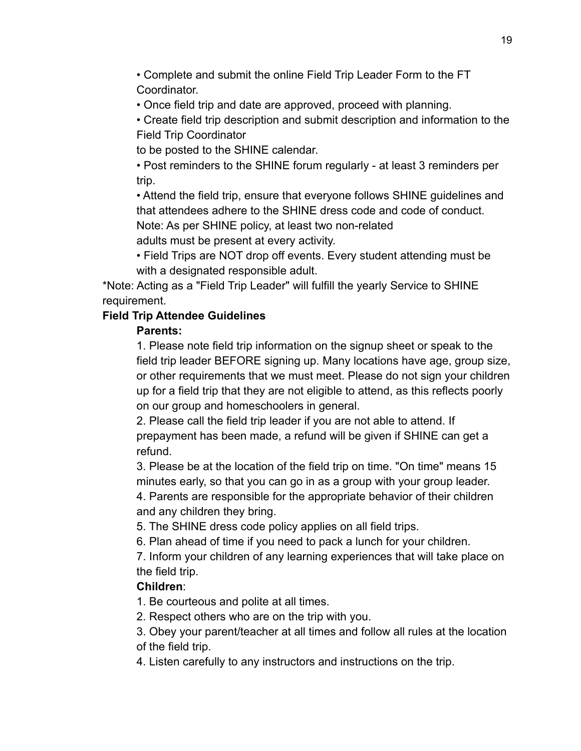- Complete and submit the online Field Trip Leader Form to the FT Coordinator.
- Once field trip and date are approved, proceed with planning.
- Create field trip description and submit description and information to the Field Trip Coordinator to be posted to the SHINE calendar.
- Post reminders to the SHINE forum regularly - at least 3 reminders per trip.
- Attend the field trip, ensure that everyone follows SHINE guidelines and that attendees adhere to the SHINE dress code and code of conduct. Note: As per SHINE policy, at least two non-related adults must be present at every activity.
- Field Trips are NOT drop off events. Every student attending must be with a designated responsible adult.

*Note: Acting as a "Field Trip Leader" will fulfill the yearly Service to SHINE requirement.

**Field Trip Attendee Guidelines**

**Parents:**

1. Please note field trip information on the signup sheet or speak to the field trip leader BEFORE signing up. Many locations have age, group size, or other requirements that we must meet. Please do not sign your children up for a field trip that they are not eligible to attend, as this reflects poorly on our group and homeschoolers in general.
2. Please call the field trip leader if you are not able to attend. If prepayment has been made, a refund will be given if SHINE can get a refund.
3. Please be at the location of the field trip on time. "On time" means 15 minutes early, so that you can go in as a group with your group leader.
4. Parents are responsible for the appropriate behavior of their children and any children they bring.
5. The SHINE dress code policy applies on all field trips.
6. Plan ahead of time if you need to pack a lunch for your children.
7. Inform your children of any learning experiences that will take place on the field trip.

**Children**:

1. Be courteous and polite at all times.
2. Respect others who are on the trip with you.
3. Obey your parent/teacher at all times and follow all rules at the location of the field trip.
4. Listen carefully to any instructors and instructions on the trip.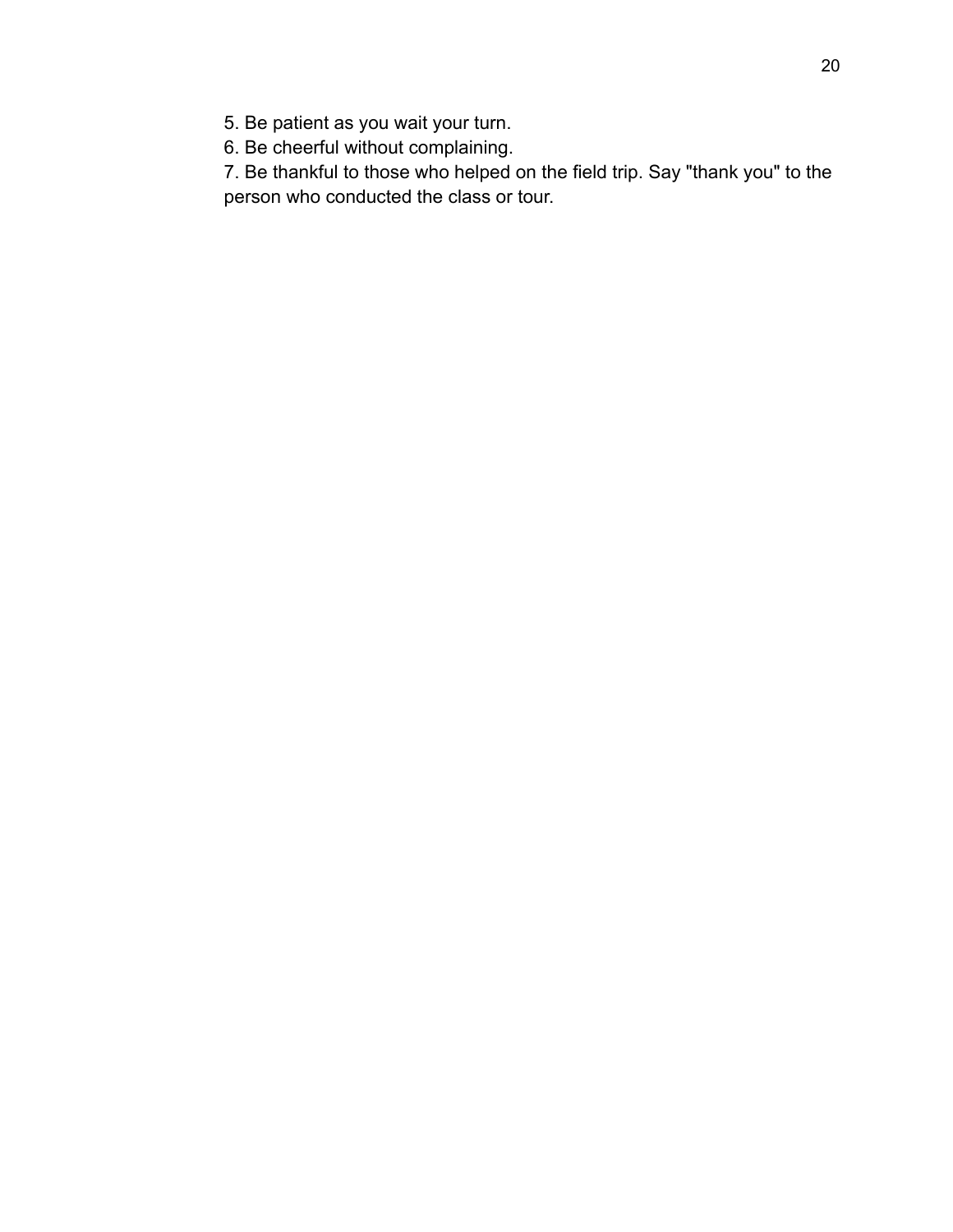5. Be patient as you wait your turn.
6. Be cheerful without complaining.
7. Be thankful to those who helped on the field trip. Say "thank you" to the person who conducted the class or tour.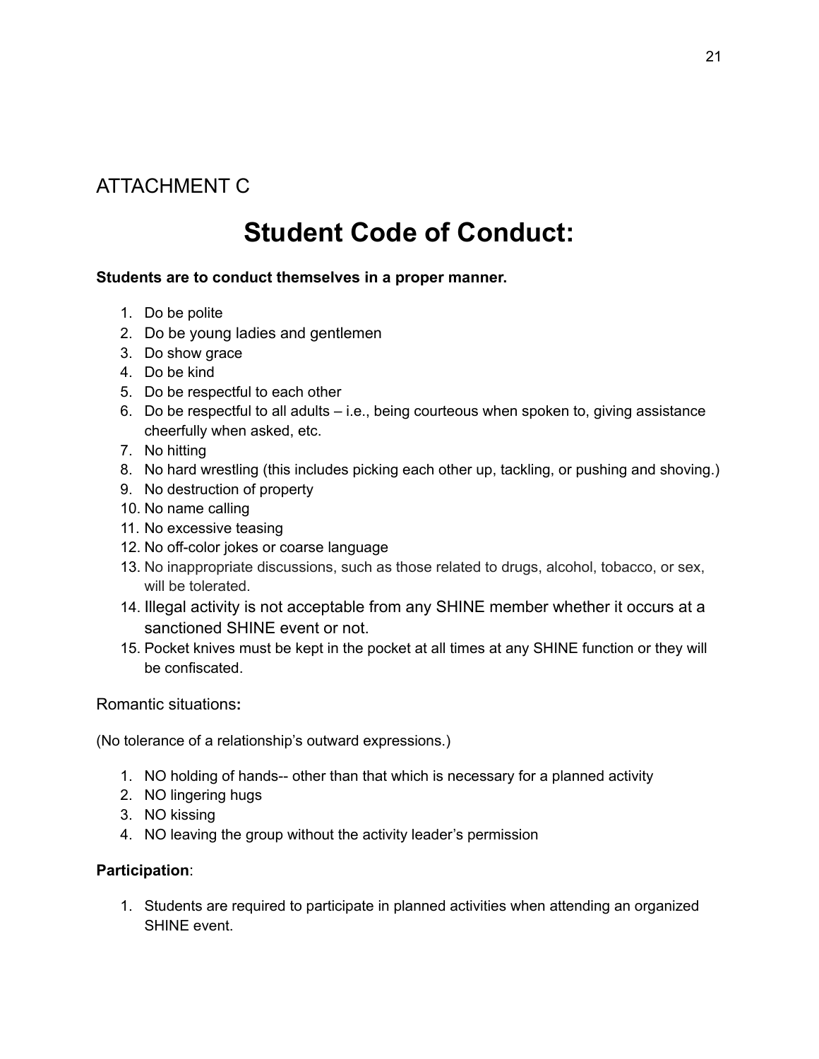ATTACHMENT C

# Student Code of Conduct:

**Students are to conduct themselves in a proper manner.**

1. Do be polite
2. Do be young ladies and gentlemen
3. Do show grace
4. Do be kind
5. Do be respectful to each other
6. Do be respectful to all adults – i.e., being courteous when spoken to, giving assistance cheerfully when asked, etc.
7. No hitting
8. No hard wrestling (this includes picking each other up, tackling, or pushing and shoving.)
9. No destruction of property
10. No name calling
11. No excessive teasing
12. No off-color jokes or coarse language
13. No inappropriate discussions, such as those related to drugs, alcohol, tobacco, or sex, will be tolerated.
14. Illegal activity is not acceptable from any SHINE member whether it occurs at a sanctioned SHINE event or not.
15. Pocket knives must be kept in the pocket at all times at any SHINE function or they will be confiscated.

Romantic situations**:**

(No tolerance of a relationship's outward expressions.)

1. NO holding of hands-- other than that which is necessary for a planned activity
2. NO lingering hugs
3. NO kissing
4. NO leaving the group without the activity leader's permission

**Participation**:

1. Students are required to participate in planned activities when attending an organized SHINE event.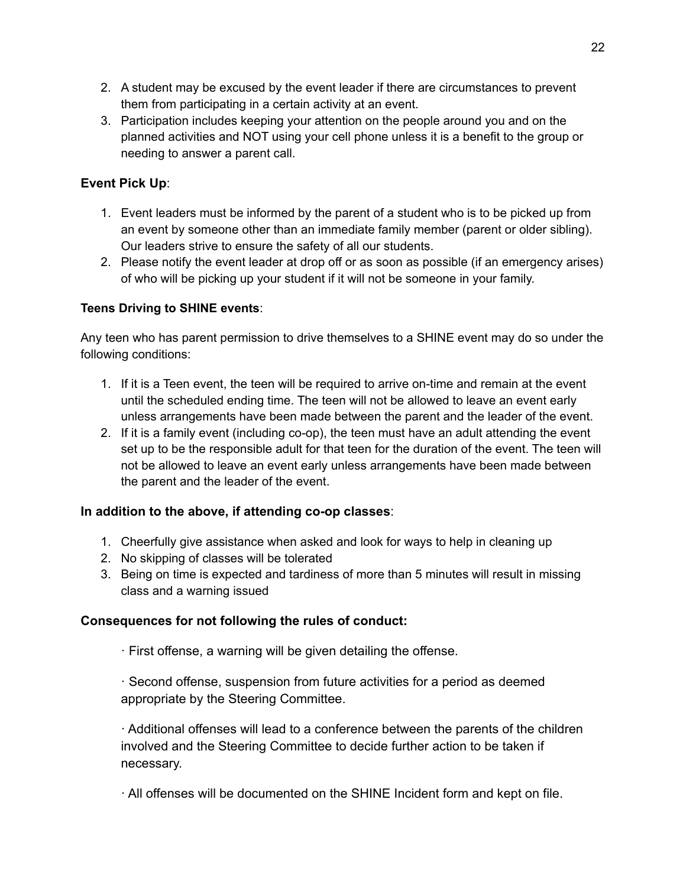2. A student may be excused by the event leader if there are circumstances to prevent them from participating in a certain activity at an event.
3. Participation includes keeping your attention on the people around you and on the planned activities and NOT using your cell phone unless it is a benefit to the group or needing to answer a parent call.

**Event Pick Up**:

1. Event leaders must be informed by the parent of a student who is to be picked up from an event by someone other than an immediate family member (parent or older sibling). Our leaders strive to ensure the safety of all our students.
2. Please notify the event leader at drop off or as soon as possible (if an emergency arises) of who will be picking up your student if it will not be someone in your family.

**Teens Driving to SHINE events**:

Any teen who has parent permission to drive themselves to a SHINE event may do so under the following conditions:

1. If it is a Teen event, the teen will be required to arrive on-time and remain at the event until the scheduled ending time. The teen will not be allowed to leave an event early unless arrangements have been made between the parent and the leader of the event.
2. If it is a family event (including co-op), the teen must have an adult attending the event set up to be the responsible adult for that teen for the duration of the event. The teen will not be allowed to leave an event early unless arrangements have been made between the parent and the leader of the event.

**In addition to the above, if attending co-op classes**:

1. Cheerfully give assistance when asked and look for ways to help in cleaning up
2. No skipping of classes will be tolerated
3. Being on time is expected and tardiness of more than 5 minutes will result in missing class and a warning issued

**Consequences for not following the rules of conduct:**

· First offense, a warning will be given detailing the offense.

· Second offense, suspension from future activities for a period as deemed appropriate by the Steering Committee.

· Additional offenses will lead to a conference between the parents of the children involved and the Steering Committee to decide further action to be taken if necessary.

· All offenses will be documented on the SHINE Incident form and kept on file.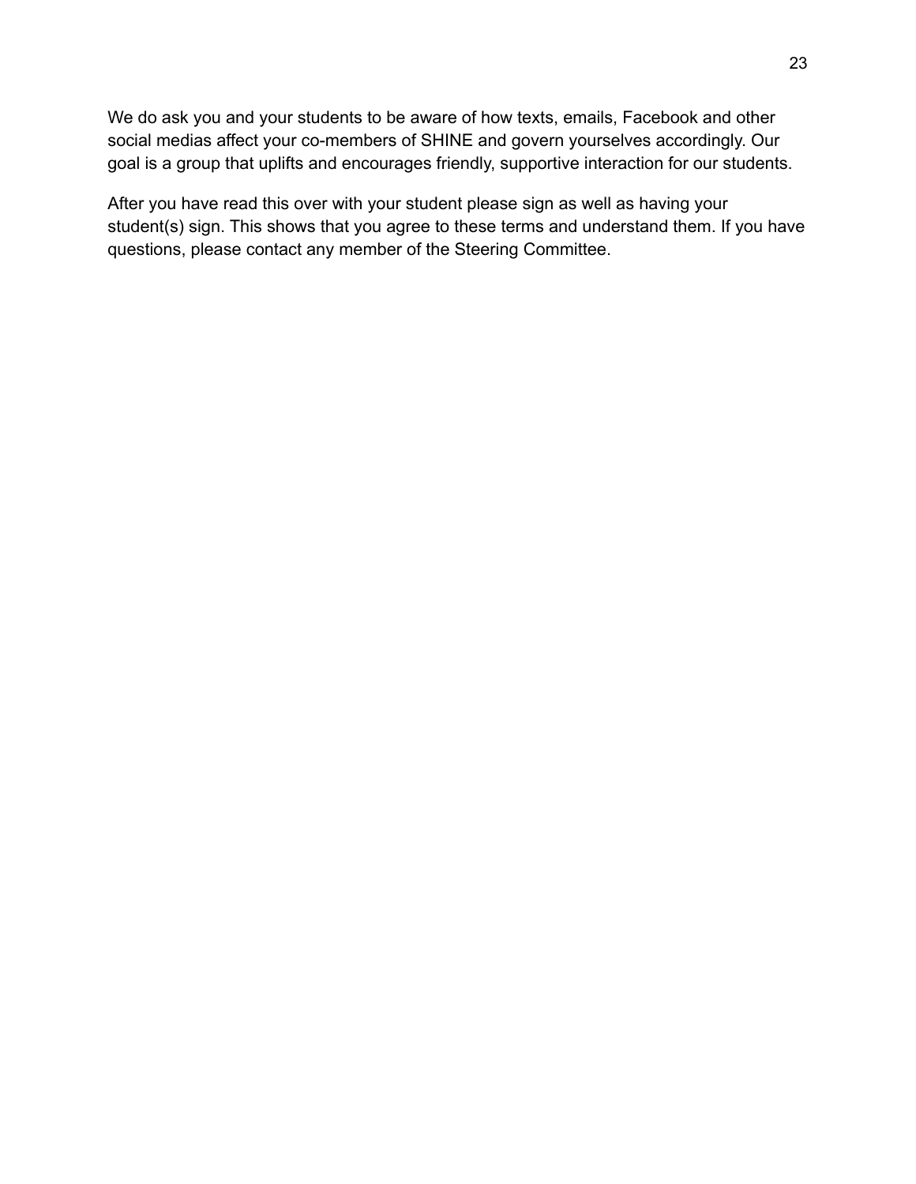We do ask you and your students to be aware of how texts, emails, Facebook and other social medias affect your co-members of SHINE and govern yourselves accordingly. Our goal is a group that uplifts and encourages friendly, supportive interaction for our students.

After you have read this over with your student please sign as well as having your student(s) sign. This shows that you agree to these terms and understand them. If you have questions, please contact any member of the Steering Committee.